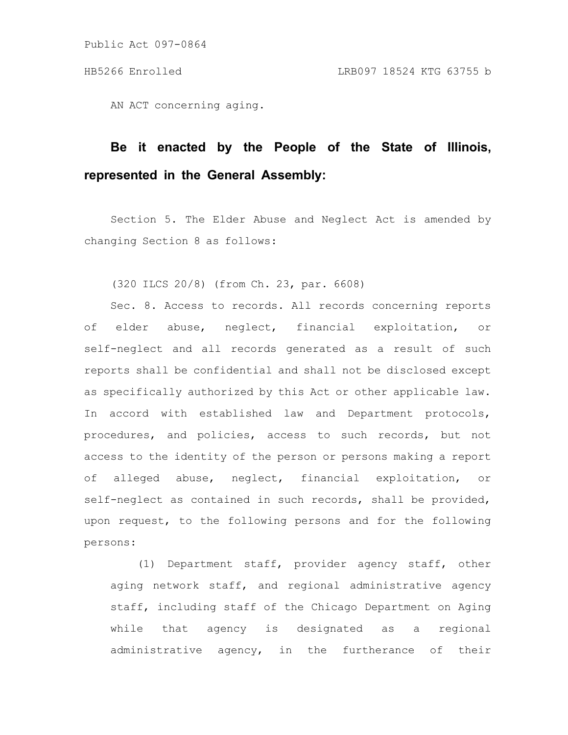Public Act 097-0864

HB5266 Enrolled LRB097 18524 KTG 63755 b

AN ACT concerning aging.

**Be it enacted by the People of the State of Illinois, represented in the General Assembly:**

Section 5. The Elder Abuse and Neglect Act is amended by changing Section 8 as follows:

(320 ILCS 20/8) (from Ch. 23, par. 6608)

Sec. 8. Access to records. All records concerning reports of elder abuse, neglect, financial exploitation, or self-neglect and all records generated as a result of such reports shall be confidential and shall not be disclosed except as specifically authorized by this Act or other applicable law. In accord with established law and Department protocols, procedures, and policies, access to such records, but not access to the identity of the person or persons making a report of alleged abuse, neglect, financial exploitation, or self-neglect as contained in such records, shall be provided, upon request, to the following persons and for the following persons:

(1) Department staff, provider agency staff, other aging network staff, and regional administrative agency staff, including staff of the Chicago Department on Aging while that agency is designated as a regional administrative agency, in the furtherance of their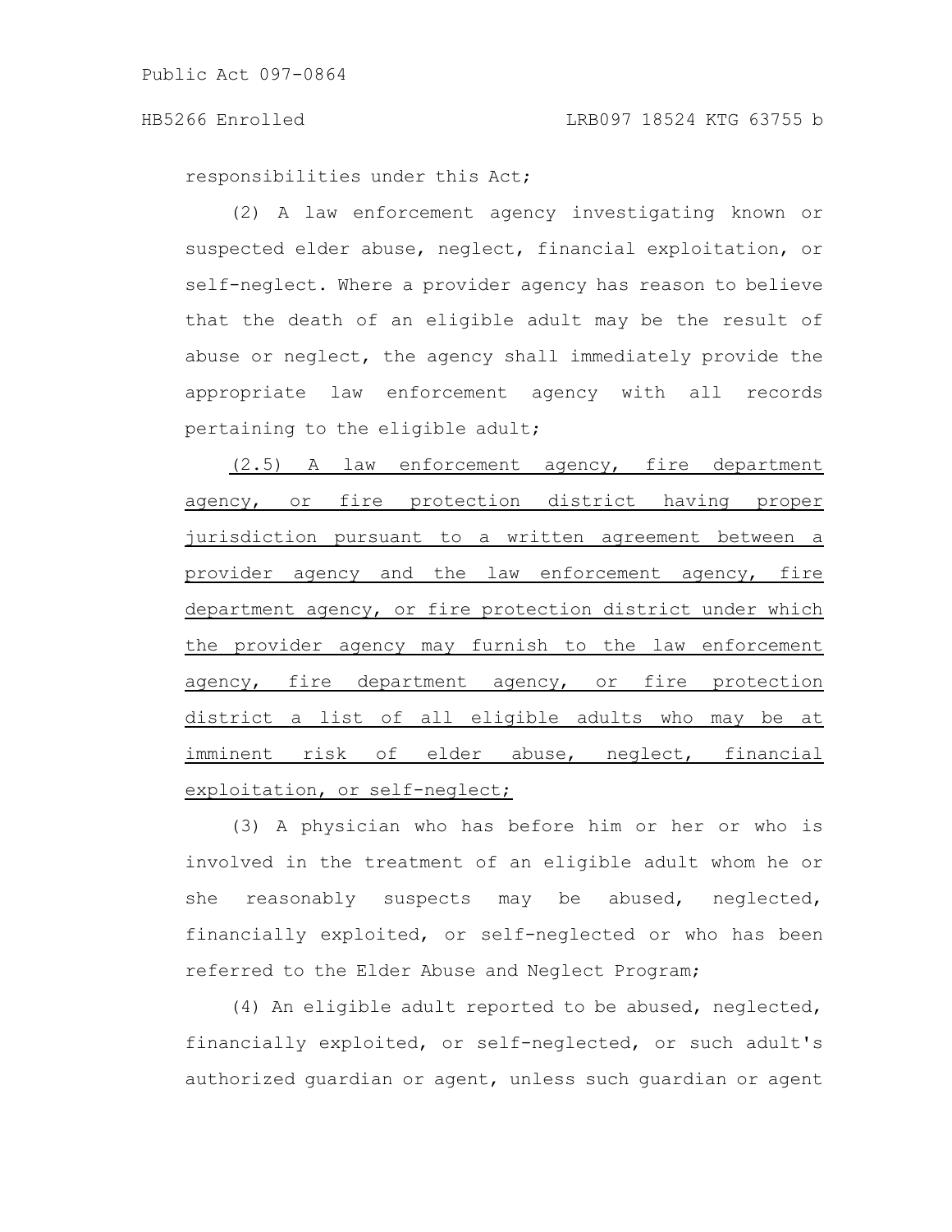responsibilities under this Act;

(2) A law enforcement agency investigating known or suspected elder abuse, neglect, financial exploitation, or self-neglect. Where a provider agency has reason to believe that the death of an eligible adult may be the result of abuse or neglect, the agency shall immediately provide the appropriate law enforcement agency with all records pertaining to the eligible adult;

<u>(2.5) A law enforcement agency, fire department agency, or fire protection district having proper jurisdiction pursuant to a written agreement between a provider agency and the law enforcement agency, fire department agency, or fire protection district under which the provider agency may furnish to the law enforcement agency, fire department agency, or fire protection district a list of all eligible adults who may be at imminent risk of elder abuse, neglect, financial exploitation, or self-neglect;</u>

(3) A physician who has before him or her or who is involved in the treatment of an eligible adult whom he or she reasonably suspects may be abused, neglected, financially exploited, or self-neglected or who has been referred to the Elder Abuse and Neglect Program;

(4) An eligible adult reported to be abused, neglected, financially exploited, or self-neglected, or such adult's authorized guardian or agent, unless such guardian or agent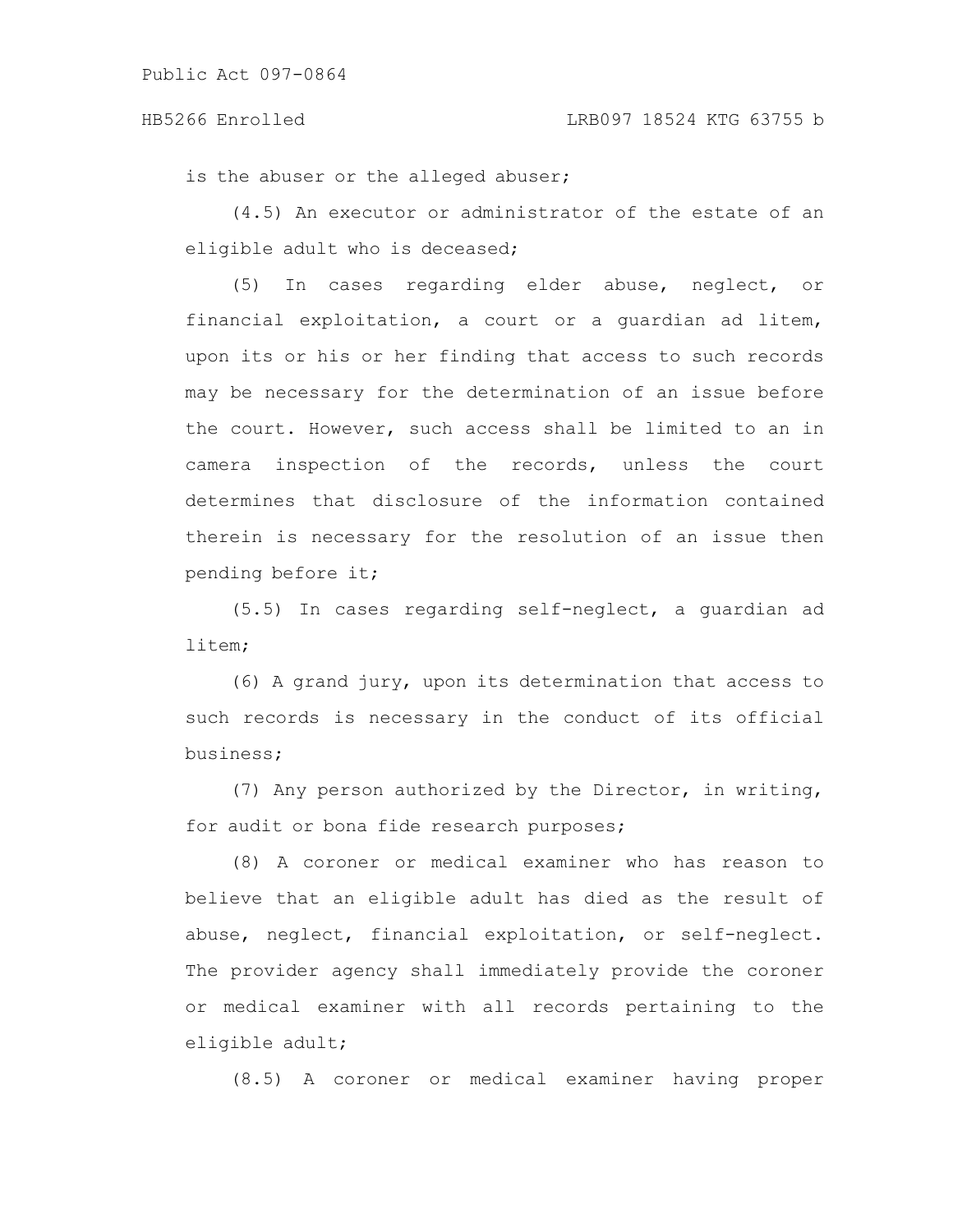is the abuser or the alleged abuser;

(4.5) An executor or administrator of the estate of an eligible adult who is deceased;

(5) In cases regarding elder abuse, neglect, or financial exploitation, a court or a guardian ad litem, upon its or his or her finding that access to such records may be necessary for the determination of an issue before the court. However, such access shall be limited to an in camera inspection of the records, unless the court determines that disclosure of the information contained therein is necessary for the resolution of an issue then pending before it;

(5.5) In cases regarding self-neglect, a guardian ad litem;

(6) A grand jury, upon its determination that access to such records is necessary in the conduct of its official business;

(7) Any person authorized by the Director, in writing, for audit or bona fide research purposes;

(8) A coroner or medical examiner who has reason to believe that an eligible adult has died as the result of abuse, neglect, financial exploitation, or self-neglect. The provider agency shall immediately provide the coroner or medical examiner with all records pertaining to the eligible adult;

(8.5) A coroner or medical examiner having proper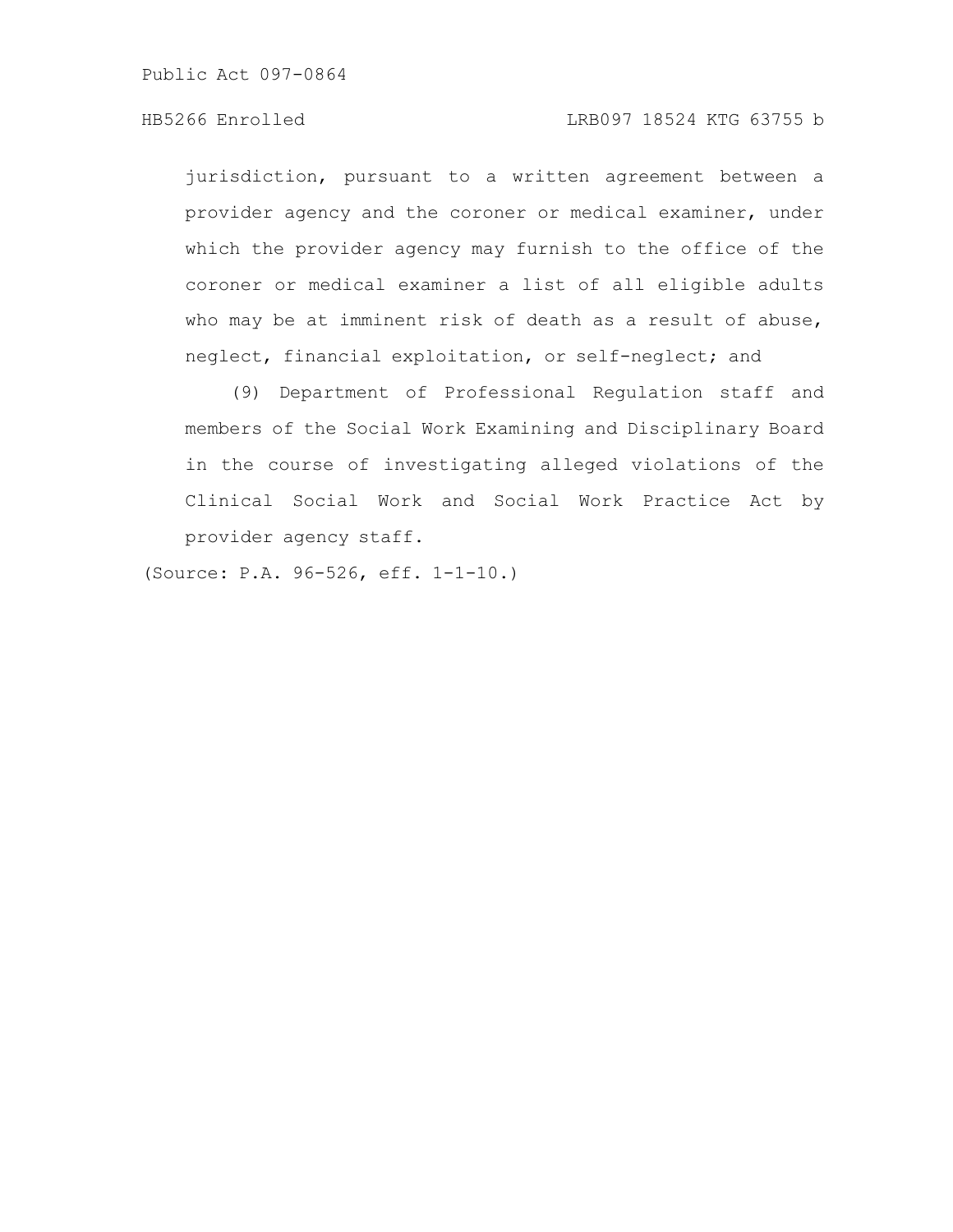jurisdiction, pursuant to a written agreement between a provider agency and the coroner or medical examiner, under which the provider agency may furnish to the office of the coroner or medical examiner a list of all eligible adults who may be at imminent risk of death as a result of abuse, neglect, financial exploitation, or self-neglect; and

(9) Department of Professional Regulation staff and members of the Social Work Examining and Disciplinary Board in the course of investigating alleged violations of the Clinical Social Work and Social Work Practice Act by provider agency staff.

(Source: P.A. 96-526, eff. 1-1-10.)